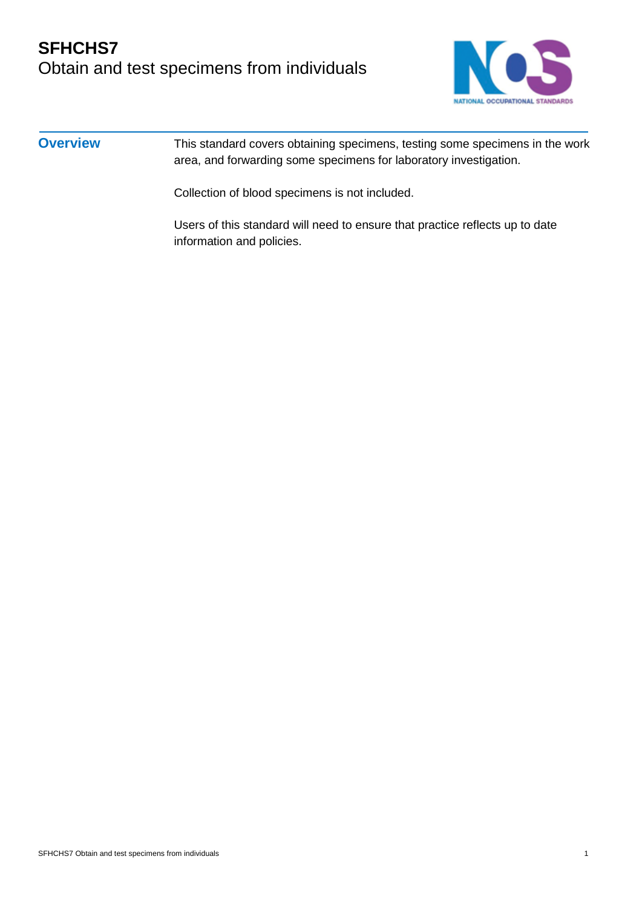# SFHCHS7
## Obtain and test specimens from individuals

## Overview

This standard covers obtaining specimens, testing some specimens in the work area, and forwarding some specimens for laboratory investigation.

Collection of blood specimens is not included.

Users of this standard will need to ensure that practice reflects up to date information and policies.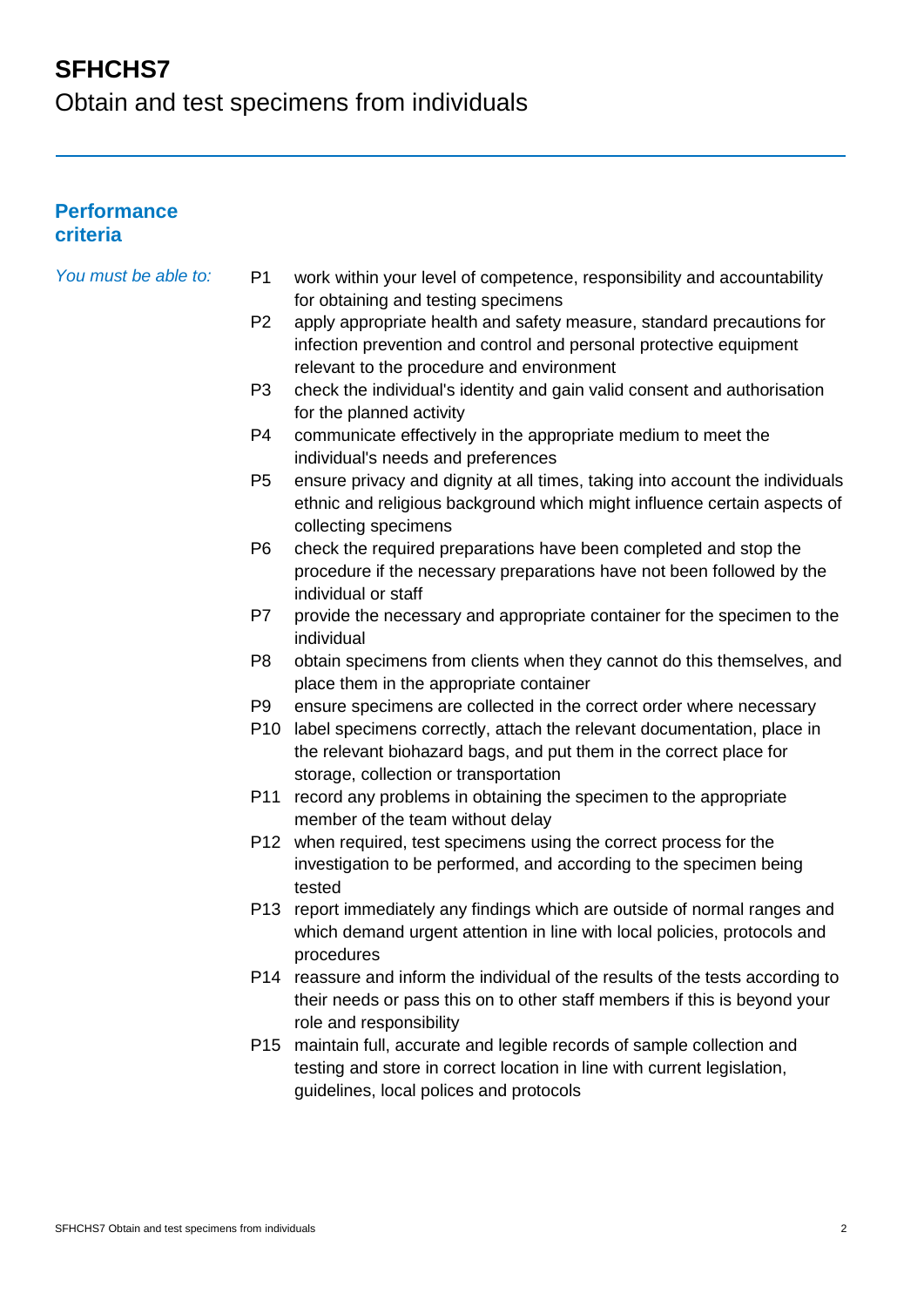# SFHCHS7

Obtain and test specimens from individuals

## Performance criteria

*You must be able to:*

- P1 work within your level of competence, responsibility and accountability for obtaining and testing specimens
- P2 apply appropriate health and safety measure, standard precautions for infection prevention and control and personal protective equipment relevant to the procedure and environment
- P3 check the individual's identity and gain valid consent and authorisation for the planned activity
- P4 communicate effectively in the appropriate medium to meet the individual's needs and preferences
- P5 ensure privacy and dignity at all times, taking into account the individuals ethnic and religious background which might influence certain aspects of collecting specimens
- P6 check the required preparations have been completed and stop the procedure if the necessary preparations have not been followed by the individual or staff
- P7 provide the necessary and appropriate container for the specimen to the individual
- P8 obtain specimens from clients when they cannot do this themselves, and place them in the appropriate container
- P9 ensure specimens are collected in the correct order where necessary
- P10 label specimens correctly, attach the relevant documentation, place in the relevant biohazard bags, and put them in the correct place for storage, collection or transportation
- P11 record any problems in obtaining the specimen to the appropriate member of the team without delay
- P12 when required, test specimens using the correct process for the investigation to be performed, and according to the specimen being tested
- P13 report immediately any findings which are outside of normal ranges and which demand urgent attention in line with local policies, protocols and procedures
- P14 reassure and inform the individual of the results of the tests according to their needs or pass this on to other staff members if this is beyond your role and responsibility
- P15 maintain full, accurate and legible records of sample collection and testing and store in correct location in line with current legislation, guidelines, local polices and protocols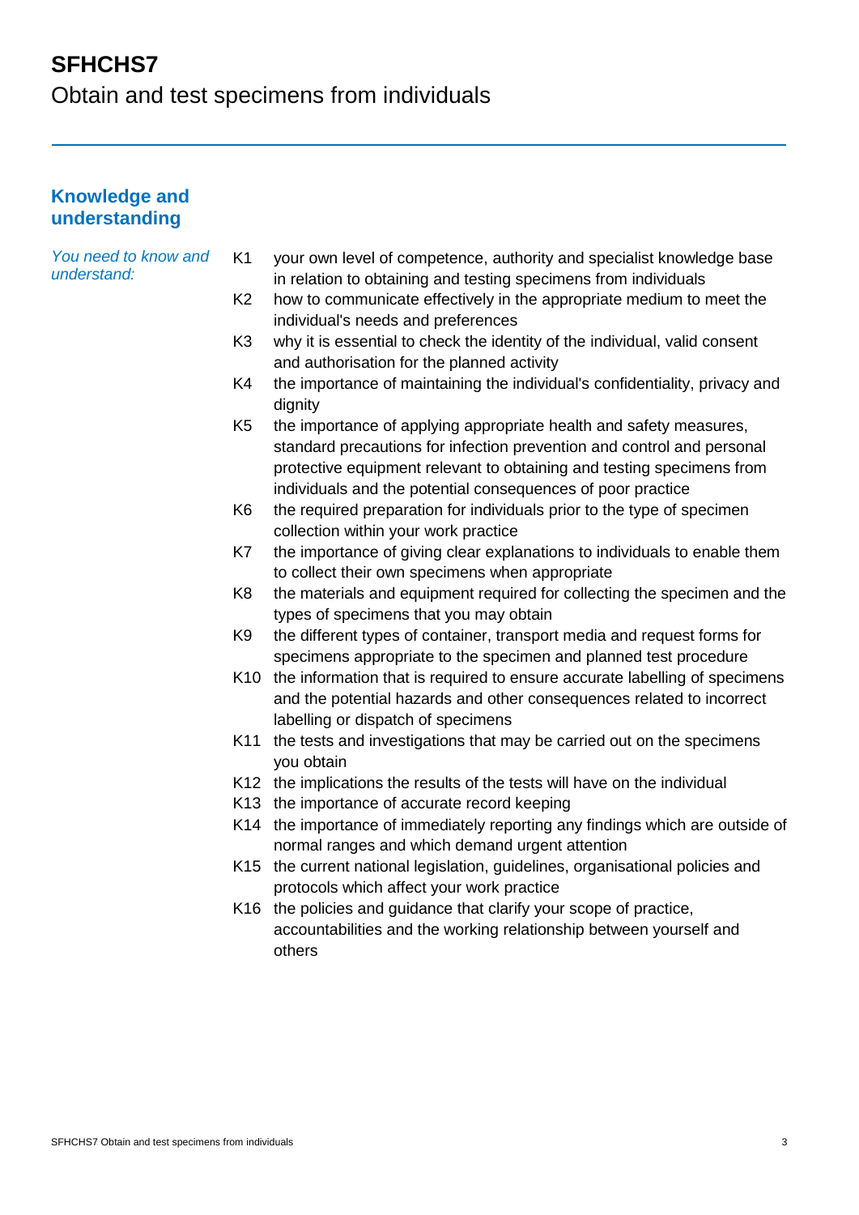# SFHCHS7
Obtain and test specimens from individuals

## Knowledge and understanding

*You need to know and understand:*

K1 your own level of competence, authority and specialist knowledge base in relation to obtaining and testing specimens from individuals

K2 how to communicate effectively in the appropriate medium to meet the individual's needs and preferences

K3 why it is essential to check the identity of the individual, valid consent and authorisation for the planned activity

K4 the importance of maintaining the individual's confidentiality, privacy and dignity

K5 the importance of applying appropriate health and safety measures, standard precautions for infection prevention and control and personal protective equipment relevant to obtaining and testing specimens from individuals and the potential consequences of poor practice

K6 the required preparation for individuals prior to the type of specimen collection within your work practice

K7 the importance of giving clear explanations to individuals to enable them to collect their own specimens when appropriate

K8 the materials and equipment required for collecting the specimen and the types of specimens that you may obtain

K9 the different types of container, transport media and request forms for specimens appropriate to the specimen and planned test procedure

K10 the information that is required to ensure accurate labelling of specimens and the potential hazards and other consequences related to incorrect labelling or dispatch of specimens

K11 the tests and investigations that may be carried out on the specimens you obtain

K12 the implications the results of the tests will have on the individual

K13 the importance of accurate record keeping

K14 the importance of immediately reporting any findings which are outside of normal ranges and which demand urgent attention

K15 the current national legislation, guidelines, organisational policies and protocols which affect your work practice

K16 the policies and guidance that clarify your scope of practice, accountabilities and the working relationship between yourself and others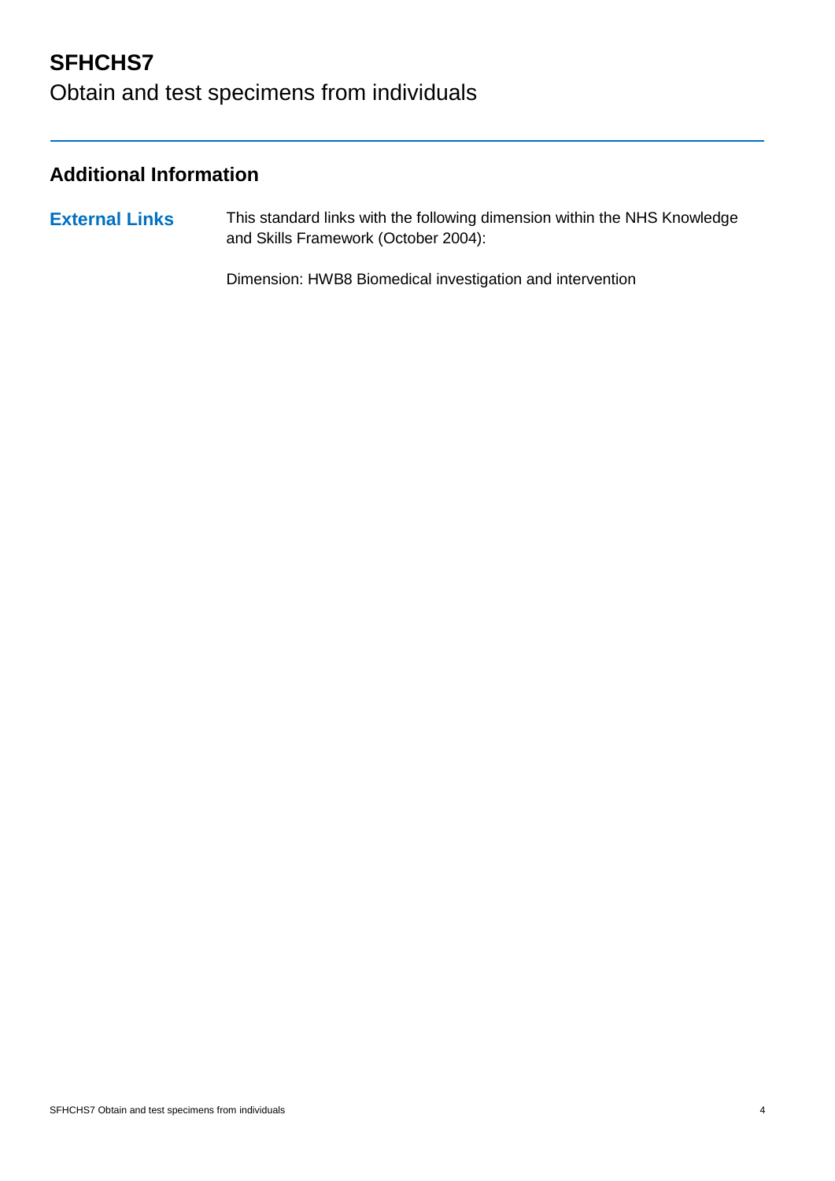# SFHCHS7
Obtain and test specimens from individuals

## Additional Information

| | |
|---|---|
| **External Links** | This standard links with the following dimension within the NHS Knowledge and Skills Framework (October 2004):<br><br>Dimension: HWB8 Biomedical investigation and intervention |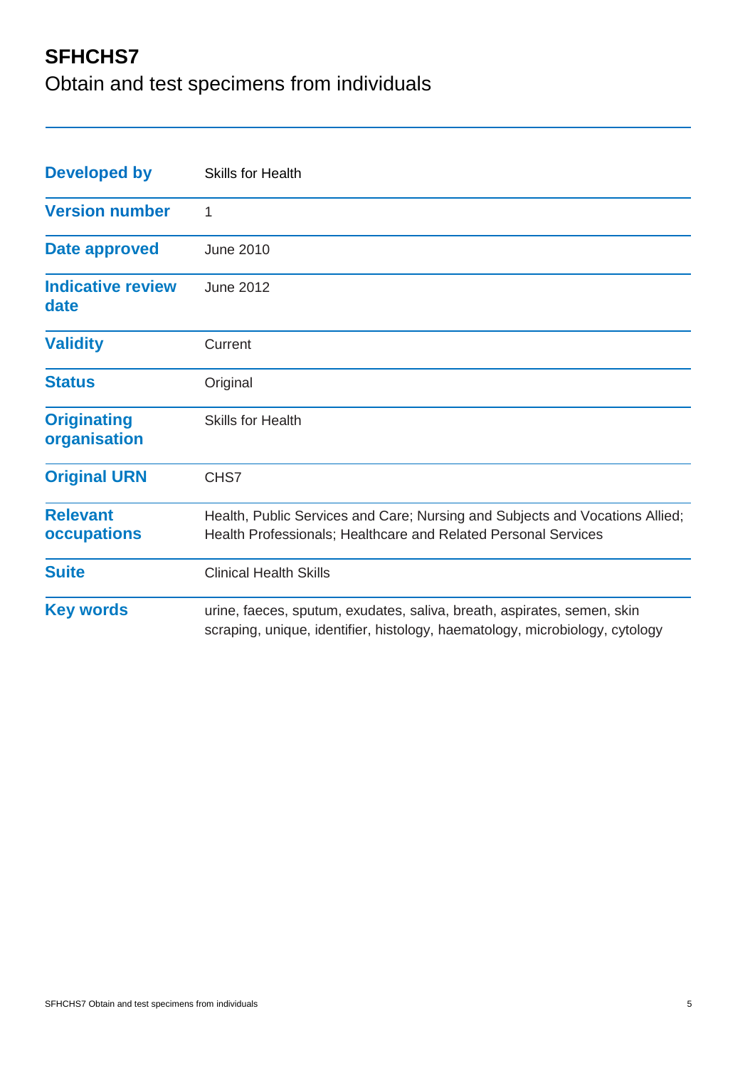# SFHCHS7

Obtain and test specimens from individuals

| | |
|---|---|
| **Developed by** | Skills for Health |
| **Version number** | 1 |
| **Date approved** | June 2010 |
| **Indicative review date** | June 2012 |
| **Validity** | Current |
| **Status** | Original |
| **Originating organisation** | Skills for Health |
| **Original URN** | CHS7 |
| **Relevant occupations** | Health, Public Services and Care; Nursing and Subjects and Vocations Allied; Health Professionals; Healthcare and Related Personal Services |
| **Suite** | Clinical Health Skills |
| **Key words** | urine, faeces, sputum, exudates, saliva, breath, aspirates, semen, skin scraping, unique, identifier, histology, haematology, microbiology, cytology |